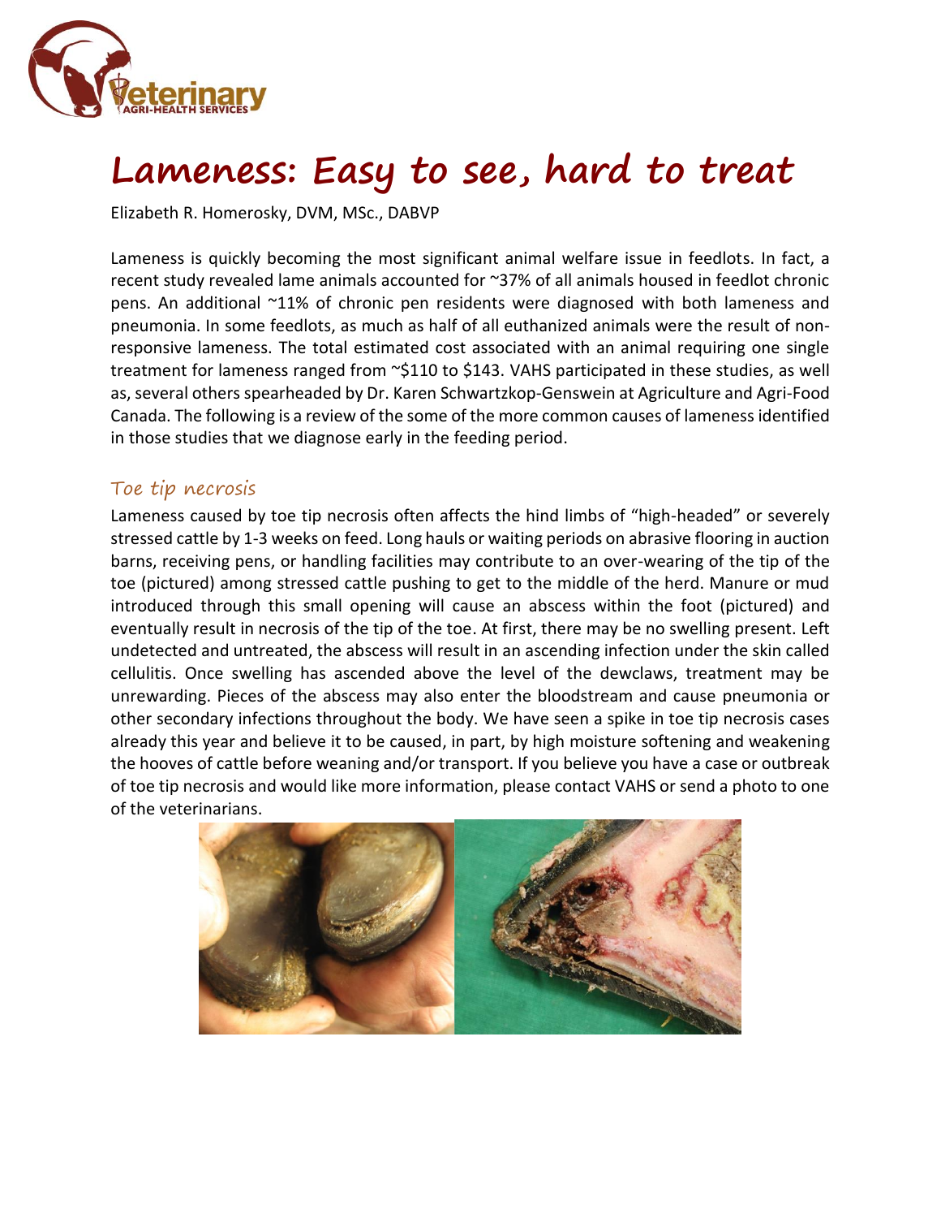# Lameness: Easy to see, hard to treat

Elizabeth R. Homerosky, DVM, MSc., DABVP

Lameness is quickly becoming the most significant animal welfare issue in feedlots. In fact, a recent study revealed lame animals accounted for ~37% of all animals housed in feedlot chronic pens. An additional ~11% of chronic pen residents were diagnosed with both lameness and pneumonia. In some feedlots, as much as half of all euthanized animals were the result of non-responsive lameness. The total estimated cost associated with an animal requiring one single treatment for lameness ranged from ~$110 to $143. VAHS participated in these studies, as well as, several others spearheaded by Dr. Karen Schwartzkop-Genswein at Agriculture and Agri-Food Canada. The following is a review of the some of the more common causes of lameness identified in those studies that we diagnose early in the feeding period.

## Toe tip necrosis

Lameness caused by toe tip necrosis often affects the hind limbs of "high-headed" or severely stressed cattle by 1-3 weeks on feed. Long hauls or waiting periods on abrasive flooring in auction barns, receiving pens, or handling facilities may contribute to an over-wearing of the tip of the toe (pictured) among stressed cattle pushing to get to the middle of the herd. Manure or mud introduced through this small opening will cause an abscess within the foot (pictured) and eventually result in necrosis of the tip of the toe. At first, there may be no swelling present. Left undetected and untreated, the abscess will result in an ascending infection under the skin called cellulitis. Once swelling has ascended above the level of the dewclaws, treatment may be unrewarding. Pieces of the abscess may also enter the bloodstream and cause pneumonia or other secondary infections throughout the body. We have seen a spike in toe tip necrosis cases already this year and believe it to be caused, in part, by high moisture softening and weakening the hooves of cattle before weaning and/or transport. If you believe you have a case or outbreak of toe tip necrosis and would like more information, please contact VAHS or send a photo to one of the veterinarians.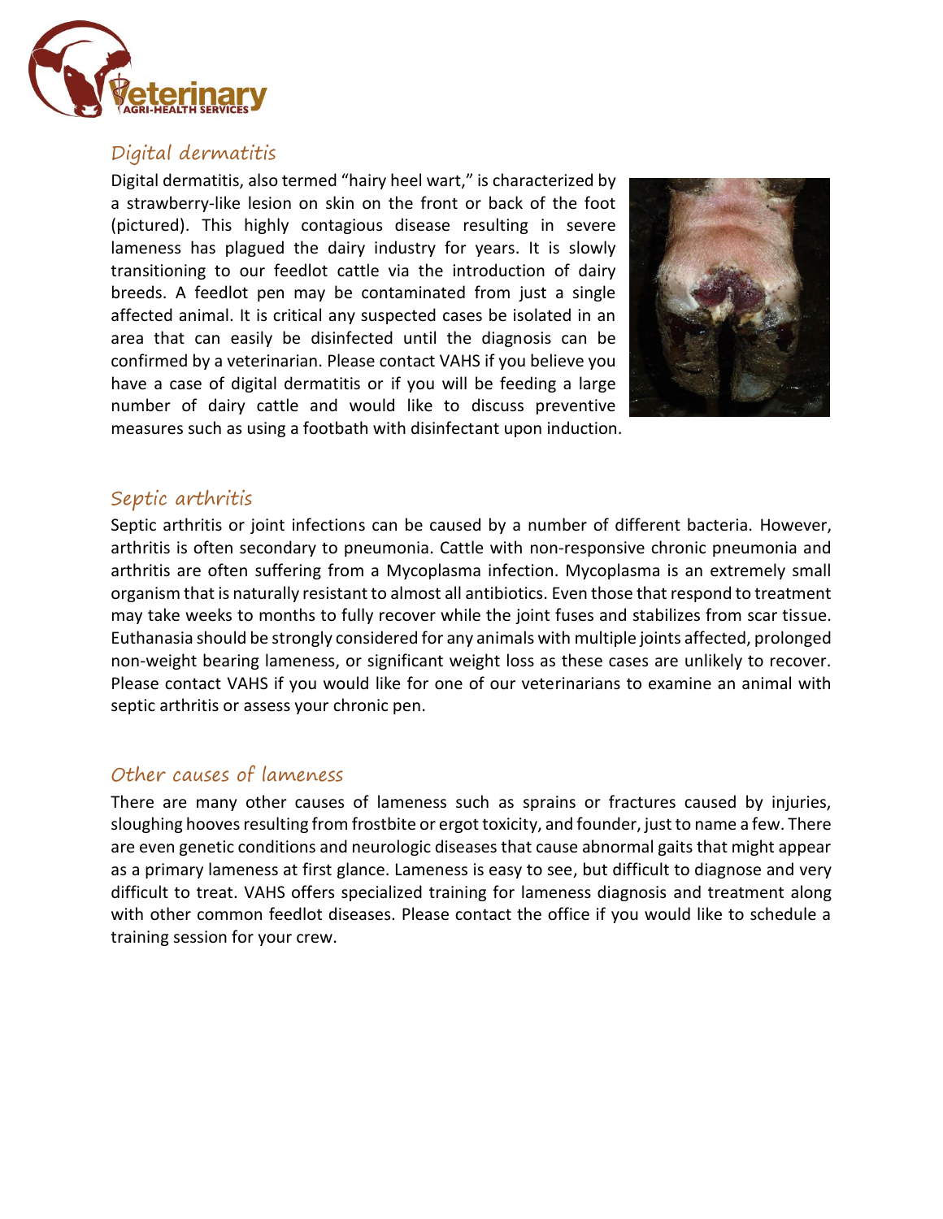## Digital dermatitis

Digital dermatitis, also termed "hairy heel wart," is characterized by a strawberry-like lesion on skin on the front or back of the foot (pictured). This highly contagious disease resulting in severe lameness has plagued the dairy industry for years. It is slowly transitioning to our feedlot cattle via the introduction of dairy breeds. A feedlot pen may be contaminated from just a single affected animal. It is critical any suspected cases be isolated in an area that can easily be disinfected until the diagnosis can be confirmed by a veterinarian. Please contact VAHS if you believe you have a case of digital dermatitis or if you will be feeding a large number of dairy cattle and would like to discuss preventive measures such as using a footbath with disinfectant upon induction.

## Septic arthritis

Septic arthritis or joint infections can be caused by a number of different bacteria. However, arthritis is often secondary to pneumonia. Cattle with non-responsive chronic pneumonia and arthritis are often suffering from a Mycoplasma infection. Mycoplasma is an extremely small organism that is naturally resistant to almost all antibiotics. Even those that respond to treatment may take weeks to months to fully recover while the joint fuses and stabilizes from scar tissue. Euthanasia should be strongly considered for any animals with multiple joints affected, prolonged non-weight bearing lameness, or significant weight loss as these cases are unlikely to recover. Please contact VAHS if you would like for one of our veterinarians to examine an animal with septic arthritis or assess your chronic pen.

## Other causes of lameness

There are many other causes of lameness such as sprains or fractures caused by injuries, sloughing hooves resulting from frostbite or ergot toxicity, and founder, just to name a few. There are even genetic conditions and neurologic diseases that cause abnormal gaits that might appear as a primary lameness at first glance. Lameness is easy to see, but difficult to diagnose and very difficult to treat. VAHS offers specialized training for lameness diagnosis and treatment along with other common feedlot diseases. Please contact the office if you would like to schedule a training session for your crew.